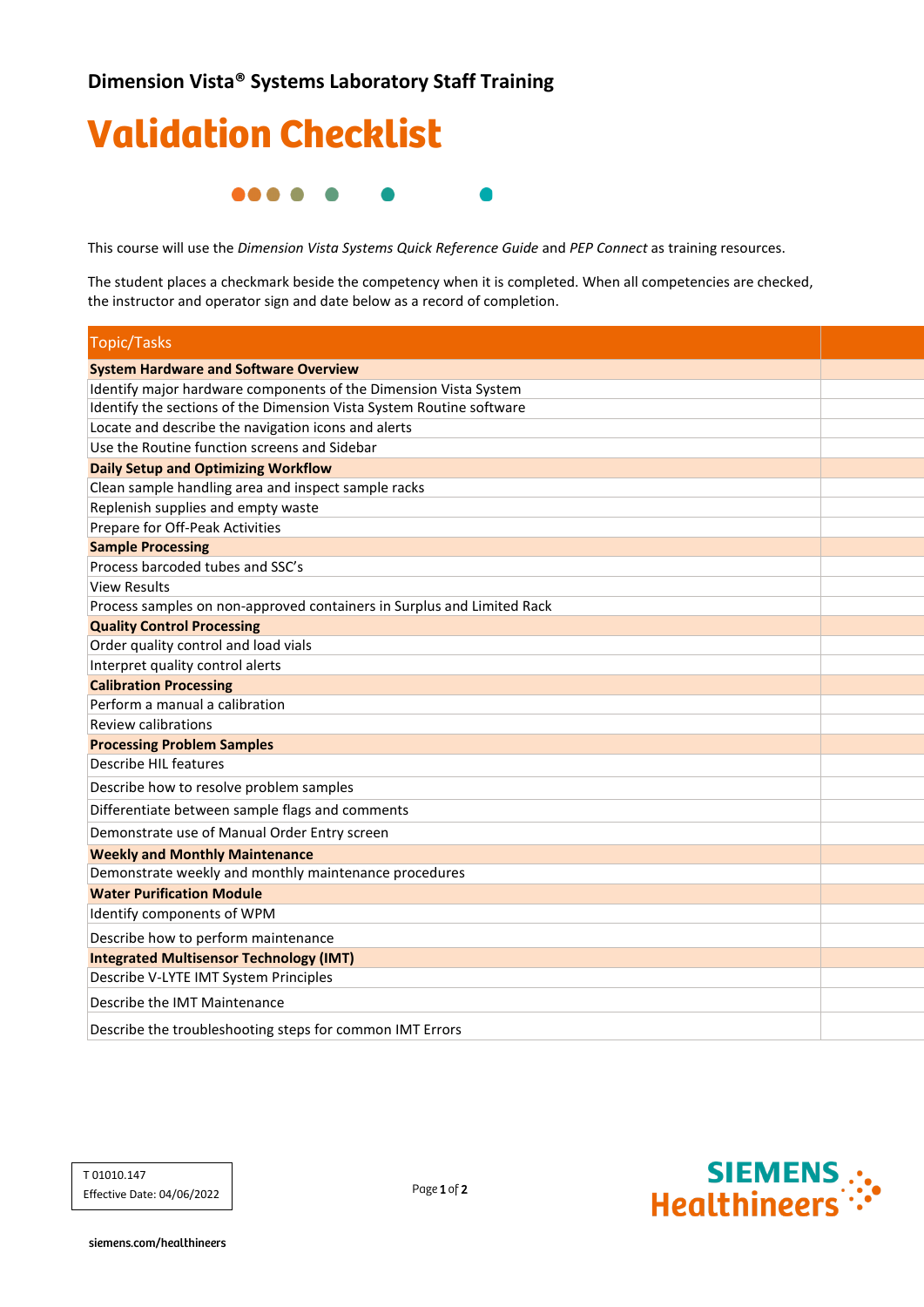## Dimension Vista® Systems Laboratory Staff Training

# Validation Checklist

This course will use the *Dimension Vista Systems Quick Reference Guide* and *PEP Connect* as training resources.

The student places a checkmark beside the competency when it is completed. When all competencies are checked, the instructor and operator sign and date below as a record of completion.

| Topic/Tasks | |
|---|---|
| **System Hardware and Software Overview** | |
| Identify major hardware components of the Dimension Vista System | |
| Identify the sections of the Dimension Vista System Routine software | |
| Locate and describe the navigation icons and alerts | |
| Use the Routine function screens and Sidebar | |
| **Daily Setup and Optimizing Workflow** | |
| Clean sample handling area and inspect sample racks | |
| Replenish supplies and empty waste | |
| Prepare for Off-Peak Activities | |
| **Sample Processing** | |
| Process barcoded tubes and SSC's | |
| View Results | |
| Process samples on non-approved containers in Surplus and Limited Rack | |
| **Quality Control Processing** | |
| Order quality control and load vials | |
| Interpret quality control alerts | |
| **Calibration Processing** | |
| Perform a manual a calibration | |
| Review calibrations | |
| **Processing Problem Samples** | |
| Describe HIL features | |
| Describe how to resolve problem samples | |
| Differentiate between sample flags and comments | |
| Demonstrate use of Manual Order Entry screen | |
| **Weekly and Monthly Maintenance** | |
| Demonstrate weekly and monthly maintenance procedures | |
| **Water Purification Module** | |
| Identify components of WPM | |
| Describe how to perform maintenance | |
| **Integrated Multisensor Technology (IMT)** | |
| Describe V-LYTE IMT System Principles | |
| Describe the IMT Maintenance | |
| Describe the troubleshooting steps for common IMT Errors | |

T 01010.147
Effective Date: 04/06/2022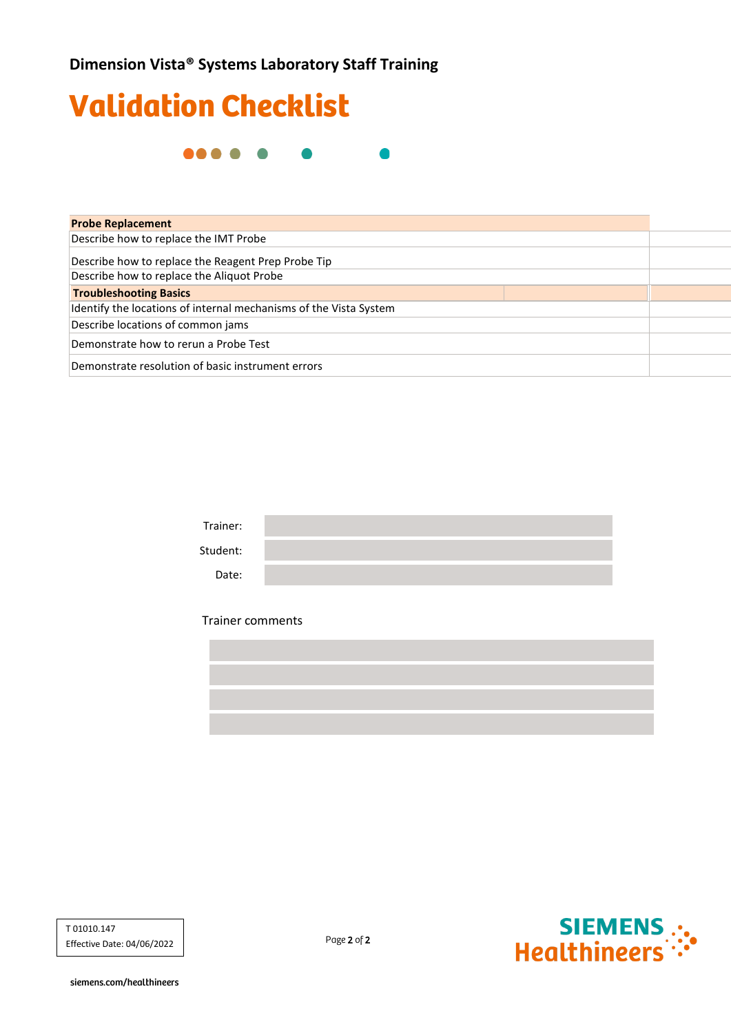| | |
|---|---|
| **Probe Replacement** | |
| Describe how to replace the IMT Probe | |
| Describe how to replace the Reagent Prep Probe Tip | |
| Describe how to replace the Aliquot Probe | |
| **Troubleshooting Basics** | |
| Identify the locations of internal mechanisms of the Vista System | |
| Describe locations of common jams | |
| Demonstrate how to rerun a Probe Test | |
| Demonstrate resolution of basic instrument errors | |

Trainer:

Student:

Date:

Trainer comments

T 01010.147
Effective Date: 04/06/2022

siemens.com/healthineers